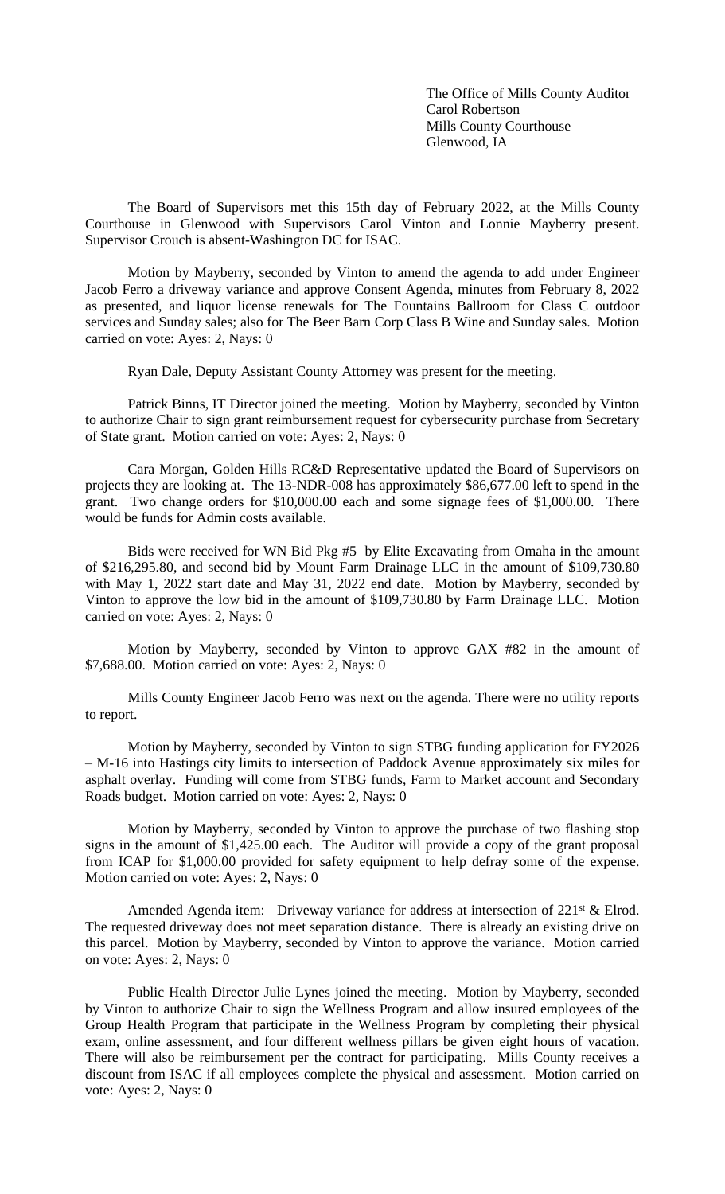The Office of Mills County Auditor
Carol Robertson
Mills County Courthouse
Glenwood, IA

The Board of Supervisors met this 15th day of February 2022, at the Mills County Courthouse in Glenwood with Supervisors Carol Vinton and Lonnie Mayberry present. Supervisor Crouch is absent-Washington DC for ISAC.

Motion by Mayberry, seconded by Vinton to amend the agenda to add under Engineer Jacob Ferro a driveway variance and approve Consent Agenda, minutes from February 8, 2022 as presented, and liquor license renewals for The Fountains Ballroom for Class C outdoor services and Sunday sales; also for The Beer Barn Corp Class B Wine and Sunday sales. Motion carried on vote: Ayes: 2, Nays: 0

Ryan Dale, Deputy Assistant County Attorney was present for the meeting.

Patrick Binns, IT Director joined the meeting. Motion by Mayberry, seconded by Vinton to authorize Chair to sign grant reimbursement request for cybersecurity purchase from Secretary of State grant. Motion carried on vote: Ayes: 2, Nays: 0

Cara Morgan, Golden Hills RC&D Representative updated the Board of Supervisors on projects they are looking at. The 13-NDR-008 has approximately $86,677.00 left to spend in the grant. Two change orders for $10,000.00 each and some signage fees of $1,000.00. There would be funds for Admin costs available.

Bids were received for WN Bid Pkg #5 by Elite Excavating from Omaha in the amount of $216,295.80, and second bid by Mount Farm Drainage LLC in the amount of $109,730.80 with May 1, 2022 start date and May 31, 2022 end date. Motion by Mayberry, seconded by Vinton to approve the low bid in the amount of $109,730.80 by Farm Drainage LLC. Motion carried on vote: Ayes: 2, Nays: 0

Motion by Mayberry, seconded by Vinton to approve GAX #82 in the amount of $7,688.00. Motion carried on vote: Ayes: 2, Nays: 0

Mills County Engineer Jacob Ferro was next on the agenda. There were no utility reports to report.

Motion by Mayberry, seconded by Vinton to sign STBG funding application for FY2026 – M-16 into Hastings city limits to intersection of Paddock Avenue approximately six miles for asphalt overlay. Funding will come from STBG funds, Farm to Market account and Secondary Roads budget. Motion carried on vote: Ayes: 2, Nays: 0

Motion by Mayberry, seconded by Vinton to approve the purchase of two flashing stop signs in the amount of $1,425.00 each. The Auditor will provide a copy of the grant proposal from ICAP for $1,000.00 provided for safety equipment to help defray some of the expense. Motion carried on vote: Ayes: 2, Nays: 0

Amended Agenda item: Driveway variance for address at intersection of 221st & Elrod. The requested driveway does not meet separation distance. There is already an existing drive on this parcel. Motion by Mayberry, seconded by Vinton to approve the variance. Motion carried on vote: Ayes: 2, Nays: 0

Public Health Director Julie Lynes joined the meeting. Motion by Mayberry, seconded by Vinton to authorize Chair to sign the Wellness Program and allow insured employees of the Group Health Program that participate in the Wellness Program by completing their physical exam, online assessment, and four different wellness pillars be given eight hours of vacation. There will also be reimbursement per the contract for participating. Mills County receives a discount from ISAC if all employees complete the physical and assessment. Motion carried on vote: Ayes: 2, Nays: 0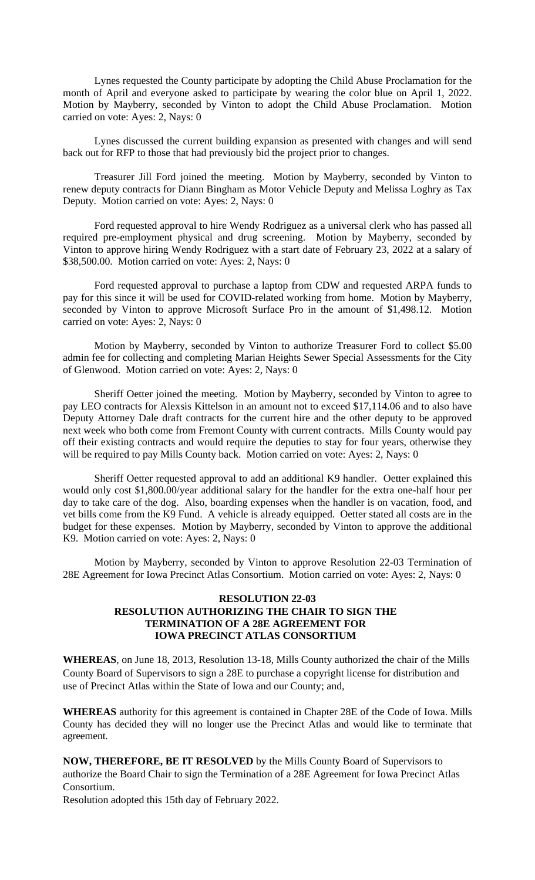Lynes requested the County participate by adopting the Child Abuse Proclamation for the month of April and everyone asked to participate by wearing the color blue on April 1, 2022. Motion by Mayberry, seconded by Vinton to adopt the Child Abuse Proclamation. Motion carried on vote: Ayes: 2, Nays: 0

Lynes discussed the current building expansion as presented with changes and will send back out for RFP to those that had previously bid the project prior to changes.

Treasurer Jill Ford joined the meeting. Motion by Mayberry, seconded by Vinton to renew deputy contracts for Diann Bingham as Motor Vehicle Deputy and Melissa Loghry as Tax Deputy. Motion carried on vote: Ayes: 2, Nays: 0

Ford requested approval to hire Wendy Rodriguez as a universal clerk who has passed all required pre-employment physical and drug screening. Motion by Mayberry, seconded by Vinton to approve hiring Wendy Rodriguez with a start date of February 23, 2022 at a salary of $38,500.00. Motion carried on vote: Ayes: 2, Nays: 0

Ford requested approval to purchase a laptop from CDW and requested ARPA funds to pay for this since it will be used for COVID-related working from home. Motion by Mayberry, seconded by Vinton to approve Microsoft Surface Pro in the amount of $1,498.12. Motion carried on vote: Ayes: 2, Nays: 0

Motion by Mayberry, seconded by Vinton to authorize Treasurer Ford to collect $5.00 admin fee for collecting and completing Marian Heights Sewer Special Assessments for the City of Glenwood. Motion carried on vote: Ayes: 2, Nays: 0

Sheriff Oetter joined the meeting. Motion by Mayberry, seconded by Vinton to agree to pay LEO contracts for Alexsis Kittelson in an amount not to exceed $17,114.06 and to also have Deputy Attorney Dale draft contracts for the current hire and the other deputy to be approved next week who both come from Fremont County with current contracts. Mills County would pay off their existing contracts and would require the deputies to stay for four years, otherwise they will be required to pay Mills County back. Motion carried on vote: Ayes: 2, Nays: 0

Sheriff Oetter requested approval to add an additional K9 handler. Oetter explained this would only cost $1,800.00/year additional salary for the handler for the extra one-half hour per day to take care of the dog. Also, boarding expenses when the handler is on vacation, food, and vet bills come from the K9 Fund. A vehicle is already equipped. Oetter stated all costs are in the budget for these expenses. Motion by Mayberry, seconded by Vinton to approve the additional K9. Motion carried on vote: Ayes: 2, Nays: 0

Motion by Mayberry, seconded by Vinton to approve Resolution 22-03 Termination of 28E Agreement for Iowa Precinct Atlas Consortium. Motion carried on vote: Ayes: 2, Nays: 0

**RESOLUTION 22-03**
**RESOLUTION AUTHORIZING THE CHAIR TO SIGN THE TERMINATION OF A 28E AGREEMENT FOR IOWA PRECINCT ATLAS CONSORTIUM**

**WHEREAS**, on June 18, 2013, Resolution 13-18, Mills County authorized the chair of the Mills County Board of Supervisors to sign a 28E to purchase a copyright license for distribution and use of Precinct Atlas within the State of Iowa and our County; and,

**WHEREAS** authority for this agreement is contained in Chapter 28E of the Code of Iowa. Mills County has decided they will no longer use the Precinct Atlas and would like to terminate that agreement.

**NOW, THEREFORE, BE IT RESOLVED** by the Mills County Board of Supervisors to authorize the Board Chair to sign the Termination of a 28E Agreement for Iowa Precinct Atlas Consortium.

Resolution adopted this 15th day of February 2022.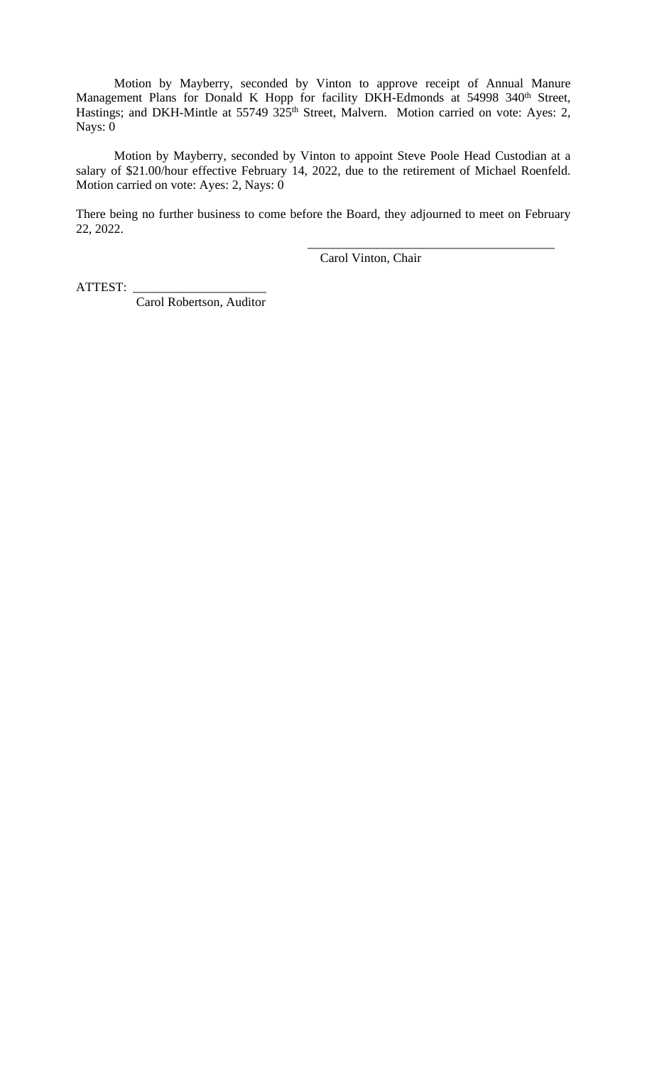Motion by Mayberry, seconded by Vinton to approve receipt of Annual Manure Management Plans for Donald K Hopp for facility DKH-Edmonds at 54998 340th Street, Hastings; and DKH-Mintle at 55749 325th Street, Malvern. Motion carried on vote: Ayes: 2, Nays: 0

Motion by Mayberry, seconded by Vinton to appoint Steve Poole Head Custodian at a salary of $21.00/hour effective February 14, 2022, due to the retirement of Michael Roenfeld. Motion carried on vote: Ayes: 2, Nays: 0

There being no further business to come before the Board, they adjourned to meet on February 22, 2022.

\_\_\_\_\_\_\_\_\_\_\_\_\_\_\_\_\_\_\_\_\_\_\_\_\_\_\_\_\_\_\_\_\_\_\_\_\_\_\_\_

Carol Vinton, Chair

ATTEST: \_\_\_\_\_\_\_\_\_\_\_\_\_\_\_\_\_\_\_\_\_

Carol Robertson, Auditor